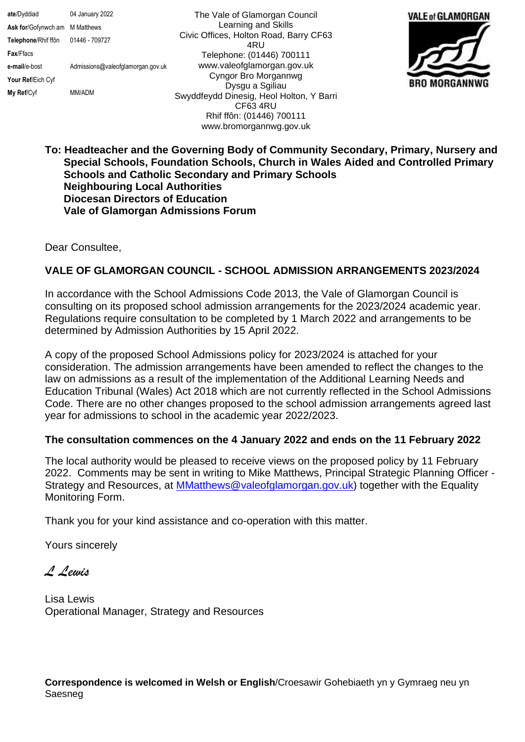| | |
|---|---|
| **ate**/Dyddiad | 04 January 2022 |
| **Ask for**/Gofynwch am | M Matthews |
| **Telephone**/Rhif ffôn | 01446 - 709727 |
| **Fax**/Ffacs | |
| **e-mail**/e-bost | Admissions@valeofglamorgan.gov.uk |
| **Your Ref**/Eich Cyf | |
| **My Ref**/Cyf | MM/ADM |

The Vale of Glamorgan Council
Learning and Skills
Civic Offices, Holton Road, Barry CF63 4RU
Telephone: (01446) 700111
www.valeofglamorgan.gov.uk
Cyngor Bro Morgannwg
Dysgu a Sgiliau
Swyddfeydd Dinesig, Heol Holton, Y Barri CF63 4RU
Rhif ffôn: (01446) 700111
www.bromorgannwg.gov.uk

VALE of GLAMORGAN
BRO MORGANNWG

**To: Headteacher and the Governing Body of Community Secondary, Primary, Nursery and Special Schools, Foundation Schools, Church in Wales Aided and Controlled Primary Schools and Catholic Secondary and Primary Schools**
**Neighbouring Local Authorities**
**Diocesan Directors of Education**
**Vale of Glamorgan Admissions Forum**

Dear Consultee,

**VALE OF GLAMORGAN COUNCIL - SCHOOL ADMISSION ARRANGEMENTS 2023/2024**

In accordance with the School Admissions Code 2013, the Vale of Glamorgan Council is consulting on its proposed school admission arrangements for the 2023/2024 academic year. Regulations require consultation to be completed by 1 March 2022 and arrangements to be determined by Admission Authorities by 15 April 2022.

A copy of the proposed School Admissions policy for 2023/2024 is attached for your consideration. The admission arrangements have been amended to reflect the changes to the law on admissions as a result of the implementation of the Additional Learning Needs and Education Tribunal (Wales) Act 2018 which are not currently reflected in the School Admissions Code. There are no other changes proposed to the school admission arrangements agreed last year for admissions to school in the academic year 2022/2023.

**The consultation commences on the 4 January 2022 and ends on the 11 February 2022**

The local authority would be pleased to receive views on the proposed policy by 11 February 2022. Comments may be sent in writing to Mike Matthews, Principal Strategic Planning Officer - Strategy and Resources, at MMatthews@valeofglamorgan.gov.uk) together with the Equality Monitoring Form.

Thank you for your kind assistance and co-operation with this matter.

Yours sincerely

*L Lewis*

Lisa Lewis
Operational Manager, Strategy and Resources

**Correspondence is welcomed in Welsh or English**/Croesawir Gohebiaeth yn y Gymraeg neu yn Saesneg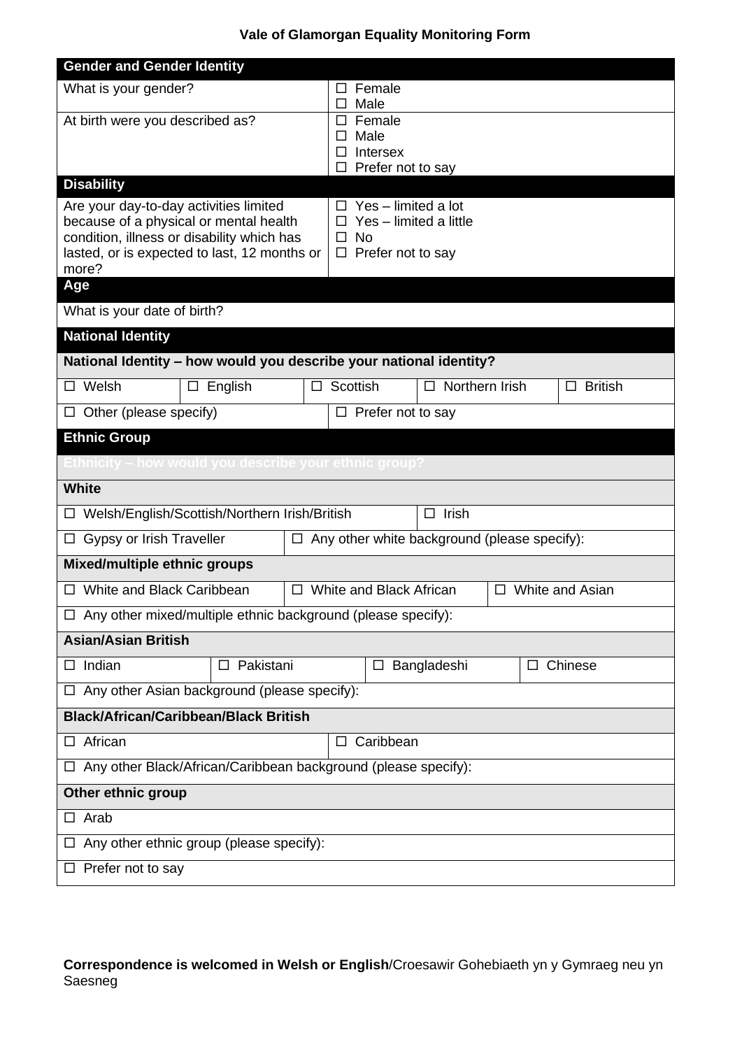# Vale of Glamorgan Equality Monitoring Form

| **Gender and Gender Identity** | |
|---|---|
| What is your gender? | ☐ Female<br>☐ Male |
| At birth were you described as? | ☐ Female<br>☐ Male<br>☐ Intersex<br>☐ Prefer not to say |

| **Disability** | |
|---|---|
| Are your day-to-day activities limited because of a physical or mental health condition, illness or disability which has lasted, or is expected to last, 12 months or more? | ☐ Yes – limited a lot<br>☐ Yes – limited a little<br>☐ No<br>☐ Prefer not to say |

| **Age** |
|---|
| What is your date of birth? |

| **National Identity** | | | | |
|---|---|---|---|---|
| **National Identity – how would you describe your national identity?** | | | | |
| ☐ Welsh | ☐ English | ☐ Scottish | ☐ Northern Irish | ☐ British |
| ☐ Other (please specify) | | ☐ Prefer not to say | | |

| **Ethnic Group** | | | |
|---|---|---|---|
| **Ethnicity – how would you describe your ethnic group?** | | | |
| **White** | | | |
| ☐ Welsh/English/Scottish/Northern Irish/British | | ☐ Irish | |
| ☐ Gypsy or Irish Traveller | ☐ Any other white background (please specify): | | |
| **Mixed/multiple ethnic groups** | | | |
| ☐ White and Black Caribbean | ☐ White and Black African | ☐ White and Asian | |
| ☐ Any other mixed/multiple ethnic background (please specify): | | | |
| **Asian/Asian British** | | | |
| ☐ Indian | ☐ Pakistani | ☐ Bangladeshi | ☐ Chinese |
| ☐ Any other Asian background (please specify): | | | |
| **Black/African/Caribbean/Black British** | | | |
| ☐ African | ☐ Caribbean | | |
| ☐ Any other Black/African/Caribbean background (please specify): | | | |
| **Other ethnic group** | | | |
| ☐ Arab | | | |
| ☐ Any other ethnic group (please specify): | | | |
| ☐ Prefer not to say | | | |

**Correspondence is welcomed in Welsh or English**/Croesawir Gohebiaeth yn y Gymraeg neu yn Saesneg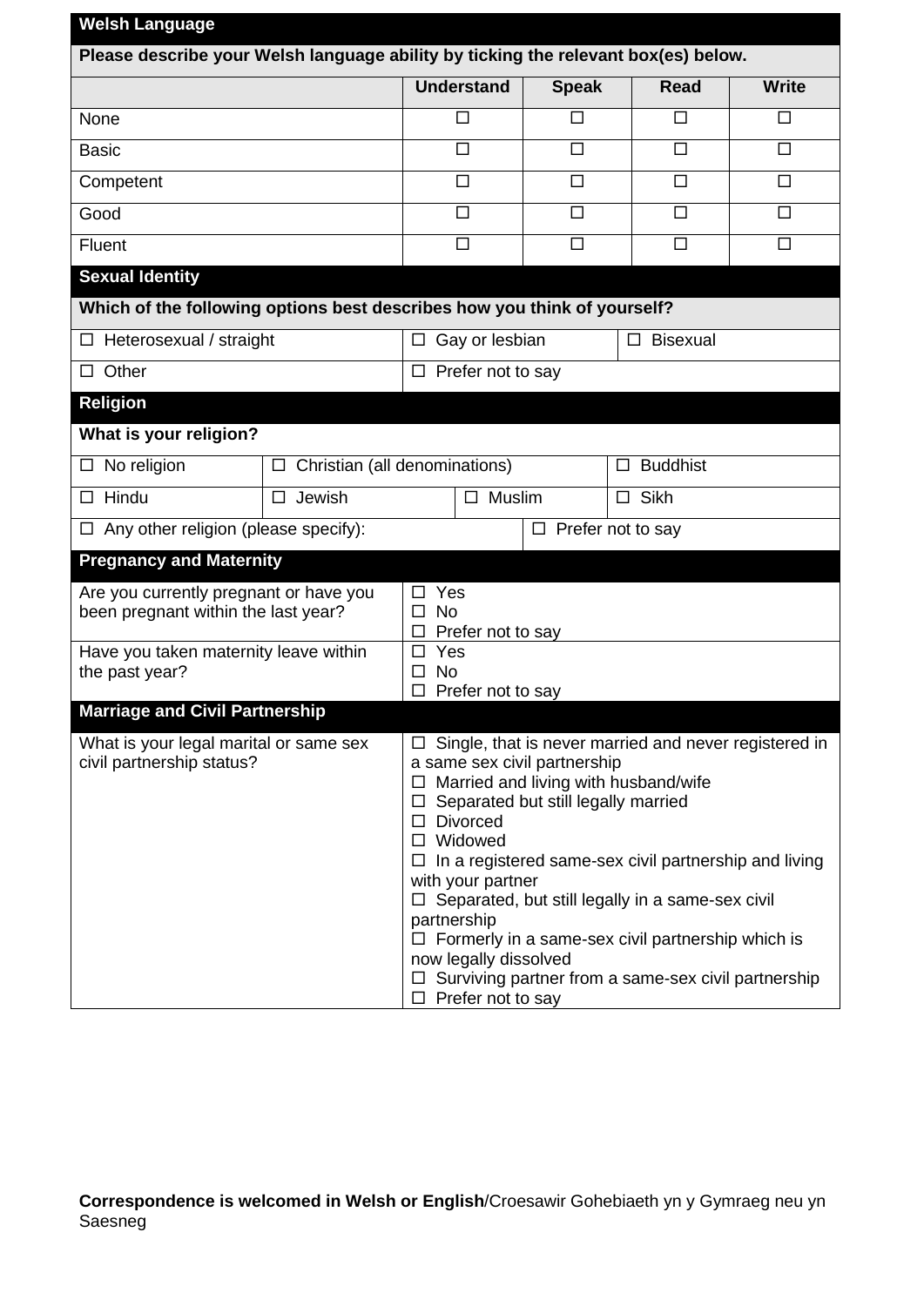## Welsh Language

**Please describe your Welsh language ability by ticking the relevant box(es) below.**

| | Understand | Speak | Read | Write |
|---|---|---|---|---|
| None | ☐ | ☐ | ☐ | ☐ |
| Basic | ☐ | ☐ | ☐ | ☐ |
| Competent | ☐ | ☐ | ☐ | ☐ |
| Good | ☐ | ☐ | ☐ | ☐ |
| Fluent | ☐ | ☐ | ☐ | ☐ |

## Sexual Identity

**Which of the following options best describes how you think of yourself?**

| | | |
|---|---|---|
| ☐ Heterosexual / straight | ☐ Gay or lesbian | ☐ Bisexual |
| ☐ Other | ☐ Prefer not to say | |

## Religion

**What is your religion?**

| | | | |
|---|---|---|---|
| ☐ No religion | ☐ Christian (all denominations) | | ☐ Buddhist |
| ☐ Hindu | ☐ Jewish | ☐ Muslim | ☐ Sikh |
| ☐ Any other religion (please specify): | | ☐ Prefer not to say | |

## Pregnancy and Maternity

| | |
|---|---|
| Are you currently pregnant or have you been pregnant within the last year? | ☐ Yes<br>☐ No<br>☐ Prefer not to say |
| Have you taken maternity leave within the past year? | ☐ Yes<br>☐ No<br>☐ Prefer not to say |

## Marriage and Civil Partnership

| | |
|---|---|
| What is your legal marital or same sex civil partnership status? | ☐ Single, that is never married and never registered in a same sex civil partnership<br>☐ Married and living with husband/wife<br>☐ Separated but still legally married<br>☐ Divorced<br>☐ Widowed<br>☐ In a registered same-sex civil partnership and living with your partner<br>☐ Separated, but still legally in a same-sex civil partnership<br>☐ Formerly in a same-sex civil partnership which is now legally dissolved<br>☐ Surviving partner from a same-sex civil partnership<br>☐ Prefer not to say |

**Correspondence is welcomed in Welsh or English**/Croesawir Gohebiaeth yn y Gymraeg neu yn Saesneg